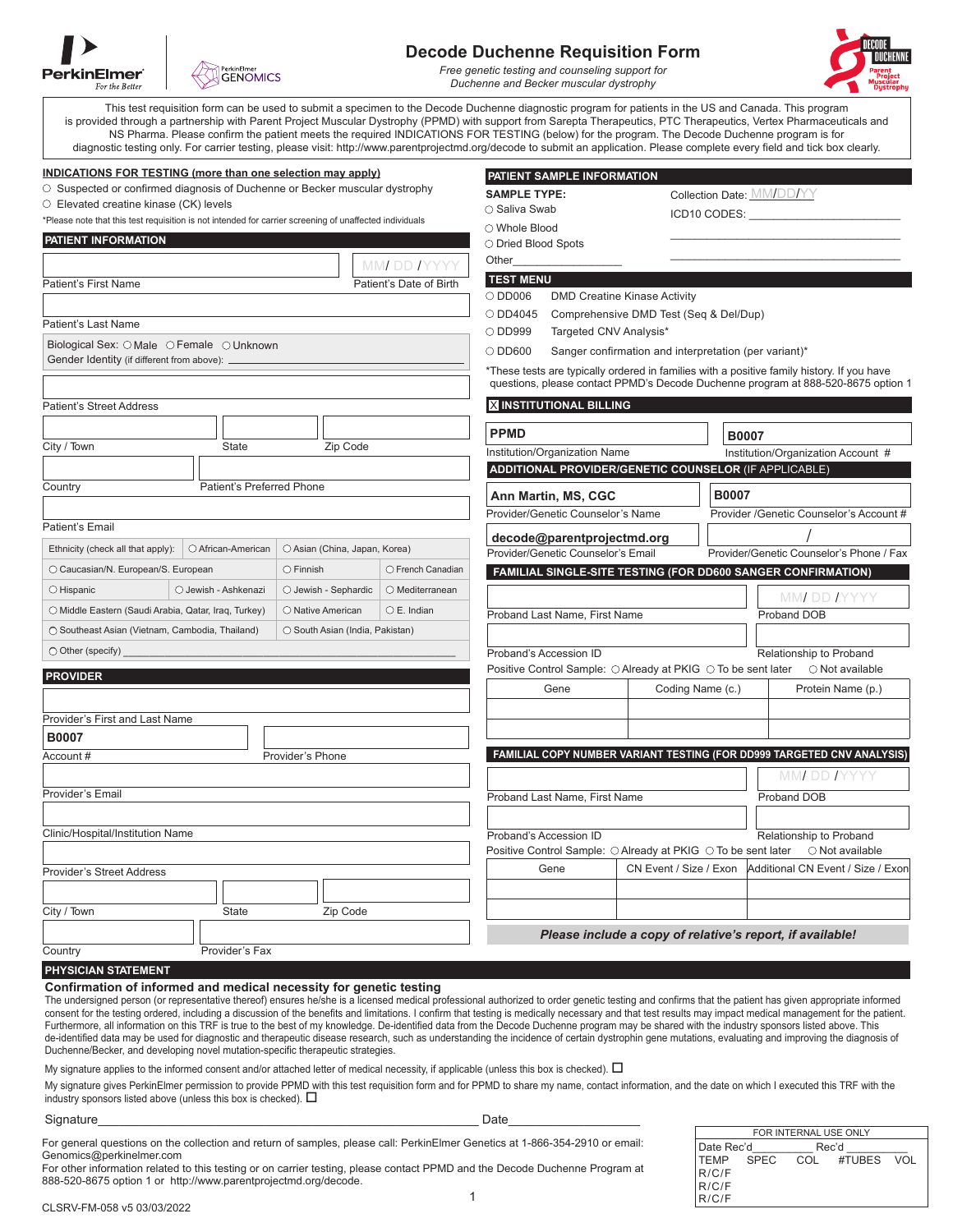PerkinElmer For the Better | PerkinElmer GENOMICS

# Decode Duchenne Requisition Form

*Free genetic testing and counseling support for Duchenne and Becker muscular dystrophy*

DECODE DUCHENNE — Parent Project Muscular Dystrophy

This test requisition form can be used to submit a specimen to the Decode Duchenne diagnostic program for patients in the US and Canada. This program is provided through a partnership with Parent Project Muscular Dystrophy (PPMD) with support from Sarepta Therapeutics, PTC Therapeutics, Vertex Pharmaceuticals and NS Pharma. Please confirm the patient meets the required INDICATIONS FOR TESTING (below) for the program. The Decode Duchenne program is for diagnostic testing only. For carrier testing, please visit: http://www.parentprojectmd.org/decode to submit an application. Please complete every field and tick box clearly.

## INDICATIONS FOR TESTING (more than one selection may apply)

- ○ Suspected or confirmed diagnosis of Duchenne or Becker muscular dystrophy
- ○ Elevated creatine kinase (CK) levels

*Please note that this test requisition is not intended for carrier screening of unaffected individuals

## PATIENT INFORMATION

Patient's First Name ______ Patient's Date of Birth MM/ DD /YYYY

Patient's Last Name ______

Biological Sex: ○ Male ○ Female ○ Unknown

Gender Identity (if different from above): ______

Patient's Street Address ______

City / Town ______ State ______ Zip Code ______

Country ______ Patient's Preferred Phone ______

Patient's Email ______

| Ethnicity (check all that apply): | ○ African-American | ○ Asian (China, Japan, Korea) |
|---|---|---|
| ○ Caucasian/N. European/S. European | ○ Finnish | ○ French Canadian |
| ○ Hispanic | ○ Jewish - Ashkenazi | ○ Jewish - Sephardic | ○ Mediterranean |
| ○ Middle Eastern (Saudi Arabia, Qatar, Iraq, Turkey) | ○ Native American | ○ E. Indian |
| ○ Southeast Asian (Vietnam, Cambodia, Thailand) | ○ South Asian (India, Pakistan) | |
| ○ Other (specify) ______ | | |

## PROVIDER

Provider's First and Last Name ______

Account # **B0007** Provider's Phone ______

Provider's Email ______

Clinic/Hospital/Institution Name ______

Provider's Street Address ______

City / Town ______ State ______ Zip Code ______

Country ______ Provider's Fax ______

## PATIENT SAMPLE INFORMATION

**SAMPLE TYPE:**

- ○ Saliva Swab
- ○ Whole Blood
- ○ Dried Blood Spots
- Other______

Collection Date: MM/DD/YY

ICD10 CODES: ______

## TEST MENU

- ○ DD006 DMD Creatine Kinase Activity
- ○ DD4045 Comprehensive DMD Test (Seq & Del/Dup)
- ○ DD999 Targeted CNV Analysis*
- ○ DD600 Sanger confirmation and interpretation (per variant)*

*These tests are typically ordered in families with a positive family history. If you have questions, please contact PPMD's Decode Duchenne program at 888-520-8675 option 1

## ☒ INSTITUTIONAL BILLING

Institution/Organization Name: **PPMD** Institution/Organization Account #: **B0007**

## ADDITIONAL PROVIDER/GENETIC COUNSELOR (IF APPLICABLE)

Provider/Genetic Counselor's Name: **Ann Martin, MS, CGC** Provider /Genetic Counselor's Account #: **B0007**

Provider/Genetic Counselor's Email: **decode@parentprojectmd.org** Provider/Genetic Counselor's Phone / Fax: /

## FAMILIAL SINGLE-SITE TESTING (FOR DD600 SANGER CONFIRMATION)

Proband Last Name, First Name ______ Proband DOB MM/ DD /YYYY

Proband's Accession ID ______ Relationship to Proband ______

Positive Control Sample: ○ Already at PKIG ○ To be sent later ○ Not available

| Gene | Coding Name (c.) | Protein Name (p.) |
|---|---|---|
| | | |
| | | |

## FAMILIAL COPY NUMBER VARIANT TESTING (FOR DD999 TARGETED CNV ANALYSIS)

Proband Last Name, First Name ______ Proband DOB MM/ DD /YYYY

Proband's Accession ID ______ Relationship to Proband ______

Positive Control Sample: ○ Already at PKIG ○ To be sent later ○ Not available

| Gene | CN Event / Size / Exon | Additional CN Event / Size / Exon |
|---|---|---|
| | | |
| | | |

***Please include a copy of relative's report, if available!***

## PHYSICIAN STATEMENT

### Confirmation of informed and medical necessity for genetic testing

The undersigned person (or representative thereof) ensures he/she is a licensed medical professional authorized to order genetic testing and confirms that the patient has given appropriate informed consent for the testing ordered, including a discussion of the benefits and limitations. I confirm that testing is medically necessary and that test results may impact medical management for the patient. Furthermore, all information on this TRF is true to the best of my knowledge. De-identified data from the Decode Duchenne program may be shared with the industry sponsors listed above. This de-identified data may be used for diagnostic and therapeutic disease research, such as understanding the incidence of certain dystrophin gene mutations, evaluating and improving the diagnosis of Duchenne/Becker, and developing novel mutation-specific therapeutic strategies.

My signature applies to the informed consent and/or attached letter of medical necessity, if applicable (unless this box is checked). ☐

My signature gives PerkinElmer permission to provide PPMD with this test requisition form and for PPMD to share my name, contact information, and the date on which I executed this TRF with the industry sponsors listed above (unless this box is checked). ☐

Signature______________________ Date__________

For general questions on the collection and return of samples, please call: PerkinElmer Genetics at 1-866-354-2910 or email: Genomics@perkinelmer.com

For other information related to this testing or on carrier testing, please contact PPMD and the Decode Duchenne Program at 888-520-8675 option 1 or http://www.parentprojectmd.org/decode.

| FOR INTERNAL USE ONLY | | | | |
|---|---|---|---|---|
| Date Rec'd ______ | Rec'd ______ | | | |
| TEMP | SPEC | COL | #TUBES | VOL |
| R/C/F | | | | |
| R/C/F | | | | |
| R/C/F | | | | |

CLSRV-FM-058 v5 03/03/2022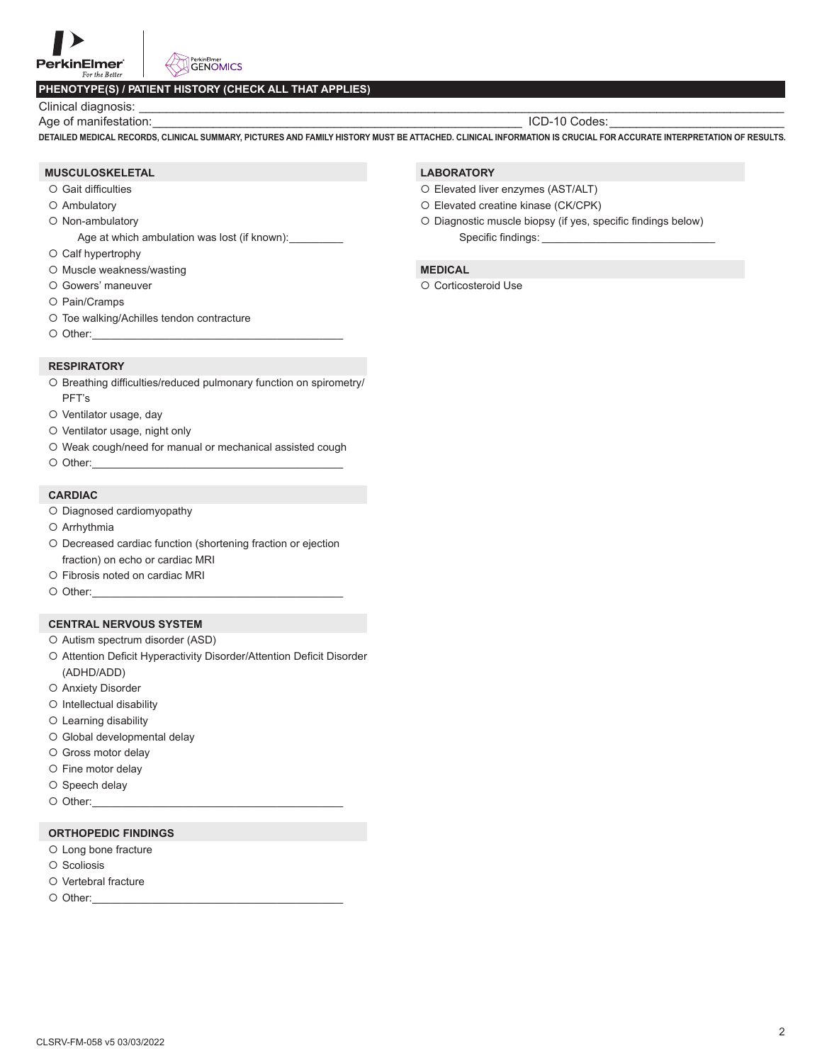## PHENOTYPE(S) / PATIENT HISTORY (CHECK ALL THAT APPLIES)

Clinical diagnosis: ______________________________________________________________________________

Age of manifestation: ____________________________________________________ ICD-10 Codes: _______________________

**DETAILED MEDICAL RECORDS, CLINICAL SUMMARY, PICTURES AND FAMILY HISTORY MUST BE ATTACHED. CLINICAL INFORMATION IS CRUCIAL FOR ACCURATE INTERPRETATION OF RESULTS.**

### MUSCULOSKELETAL

- ○ Gait difficulties
- ○ Ambulatory
- ○ Non-ambulatory
  - Age at which ambulation was lost (if known): _________
- ○ Calf hypertrophy
- ○ Muscle weakness/wasting
- ○ Gowers' maneuver
- ○ Pain/Cramps
- ○ Toe walking/Achilles tendon contracture
- ○ Other: ________________________________________

### RESPIRATORY

- ○ Breathing difficulties/reduced pulmonary function on spirometry/PFT's
- ○ Ventilator usage, day
- ○ Ventilator usage, night only
- ○ Weak cough/need for manual or mechanical assisted cough
- ○ Other: ________________________________________

### CARDIAC

- ○ Diagnosed cardiomyopathy
- ○ Arrhythmia
- ○ Decreased cardiac function (shortening fraction or ejection fraction) on echo or cardiac MRI
- ○ Fibrosis noted on cardiac MRI
- ○ Other: ________________________________________

### CENTRAL NERVOUS SYSTEM

- ○ Autism spectrum disorder (ASD)
- ○ Attention Deficit Hyperactivity Disorder/Attention Deficit Disorder (ADHD/ADD)
- ○ Anxiety Disorder
- ○ Intellectual disability
- ○ Learning disability
- ○ Global developmental delay
- ○ Gross motor delay
- ○ Fine motor delay
- ○ Speech delay
- ○ Other: ________________________________________

### ORTHOPEDIC FINDINGS

- ○ Long bone fracture
- ○ Scoliosis
- ○ Vertebral fracture
- ○ Other: ________________________________________

### LABORATORY

- ○ Elevated liver enzymes (AST/ALT)
- ○ Elevated creatine kinase (CK/CPK)
- ○ Diagnostic muscle biopsy (if yes, specific findings below)
  - Specific findings: ____________________________

### MEDICAL

- ○ Corticosteroid Use

CLSRV-FM-058 v5 03/03/2022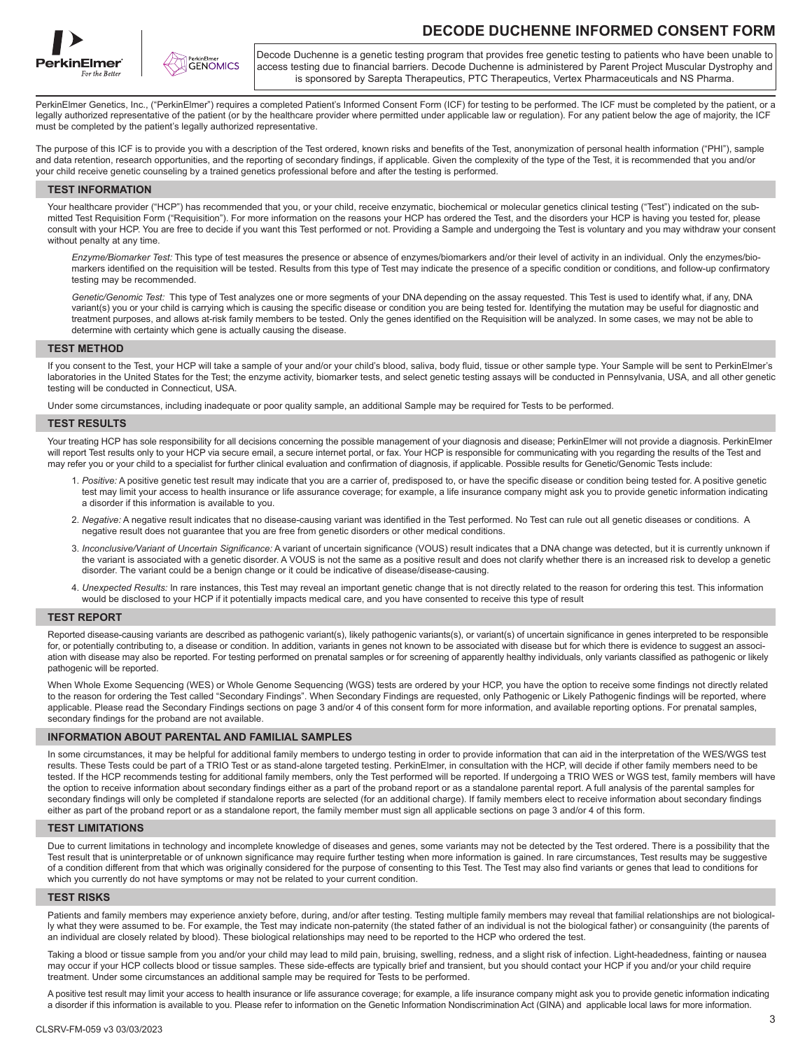# DECODE DUCHENNE INFORMED CONSENT FORM

Decode Duchenne is a genetic testing program that provides free genetic testing to patients who have been unable to access testing due to financial barriers. Decode Duchenne is administered by Parent Project Muscular Dystrophy and is sponsored by Sarepta Therapeutics, PTC Therapeutics, Vertex Pharmaceuticals and NS Pharma.

PerkinElmer Genetics, Inc., ("PerkinElmer") requires a completed Patient's Informed Consent Form (ICF) for testing to be performed. The ICF must be completed by the patient, or a legally authorized representative of the patient (or by the healthcare provider where permitted under applicable law or regulation). For any patient below the age of majority, the ICF must be completed by the patient's legally authorized representative.

The purpose of this ICF is to provide you with a description of the Test ordered, known risks and benefits of the Test, anonymization of personal health information ("PHI"), sample and data retention, research opportunities, and the reporting of secondary findings, if applicable. Given the complexity of the type of the Test, it is recommended that you and/or your child receive genetic counseling by a trained genetics professional before and after the testing is performed.

## TEST INFORMATION

Your healthcare provider ("HCP") has recommended that you, or your child, receive enzymatic, biochemical or molecular genetics clinical testing ("Test") indicated on the submitted Test Requisition Form ("Requisition"). For more information on the reasons your HCP has ordered the Test, and the disorders your HCP is having you tested for, please consult with your HCP. You are free to decide if you want this Test performed or not. Providing a Sample and undergoing the Test is voluntary and you may withdraw your consent without penalty at any time.

*Enzyme/Biomarker Test:* This type of test measures the presence or absence of enzymes/biomarkers and/or their level of activity in an individual. Only the enzymes/biomarkers identified on the requisition will be tested. Results from this type of Test may indicate the presence of a specific condition or conditions, and follow-up confirmatory testing may be recommended.

*Genetic/Genomic Test:* This type of Test analyzes one or more segments of your DNA depending on the assay requested. This Test is used to identify what, if any, DNA variant(s) you or your child is carrying which is causing the specific disease or condition you are being tested for. Identifying the mutation may be useful for diagnostic and treatment purposes, and allows at-risk family members to be tested. Only the genes identified on the Requisition will be analyzed. In some cases, we may not be able to determine with certainty which gene is actually causing the disease.

## TEST METHOD

If you consent to the Test, your HCP will take a sample of your and/or your child's blood, saliva, body fluid, tissue or other sample type. Your Sample will be sent to PerkinElmer's laboratories in the United States for the Test; the enzyme activity, biomarker tests, and select genetic testing assays will be conducted in Pennsylvania, USA, and all other genetic testing will be conducted in Connecticut, USA.

Under some circumstances, including inadequate or poor quality sample, an additional Sample may be required for Tests to be performed.

## TEST RESULTS

Your treating HCP has sole responsibility for all decisions concerning the possible management of your diagnosis and disease; PerkinElmer will not provide a diagnosis. PerkinElmer will report Test results only to your HCP via secure email, a secure internet portal, or fax. Your HCP is responsible for communicating with you regarding the results of the Test and may refer you or your child to a specialist for further clinical evaluation and confirmation of diagnosis, if applicable. Possible results for Genetic/Genomic Tests include:

1. *Positive:* A positive genetic test result may indicate that you are a carrier of, predisposed to, or have the specific disease or condition being tested for. A positive genetic test may limit your access to health insurance or life assurance coverage; for example, a life insurance company might ask you to provide genetic information indicating a disorder if this information is available to you.
2. *Negative:* A negative result indicates that no disease-causing variant was identified in the Test performed. No Test can rule out all genetic diseases or conditions. A negative result does not guarantee that you are free from genetic disorders or other medical conditions.
3. *Inconclusive/Variant of Uncertain Significance:* A variant of uncertain significance (VOUS) result indicates that a DNA change was detected, but it is currently unknown if the variant is associated with a genetic disorder. A VOUS is not the same as a positive result and does not clarify whether there is an increased risk to develop a genetic disorder. The variant could be a benign change or it could be indicative of disease/disease-causing.
4. *Unexpected Results:* In rare instances, this Test may reveal an important genetic change that is not directly related to the reason for ordering this test. This information would be disclosed to your HCP if it potentially impacts medical care, and you have consented to receive this type of result

## TEST REPORT

Reported disease-causing variants are described as pathogenic variant(s), likely pathogenic variants(s), or variant(s) of uncertain significance in genes interpreted to be responsible for, or potentially contributing to, a disease or condition. In addition, variants in genes not known to be associated with disease but for which there is evidence to suggest an association with disease may also be reported. For testing performed on prenatal samples or for screening of apparently healthy individuals, only variants classified as pathogenic or likely pathogenic will be reported.

When Whole Exome Sequencing (WES) or Whole Genome Sequencing (WGS) tests are ordered by your HCP, you have the option to receive some findings not directly related to the reason for ordering the Test called "Secondary Findings". When Secondary Findings are requested, only Pathogenic or Likely Pathogenic findings will be reported, where applicable. Please read the Secondary Findings sections on page 3 and/or 4 of this consent form for more information, and available reporting options. For prenatal samples, secondary findings for the proband are not available.

## INFORMATION ABOUT PARENTAL AND FAMILIAL SAMPLES

In some circumstances, it may be helpful for additional family members to undergo testing in order to provide information that can aid in the interpretation of the WES/WGS test results. These Tests could be part of a TRIO Test or as stand-alone targeted testing. PerkinElmer, in consultation with the HCP, will decide if other family members need to be tested. If the HCP recommends testing for additional family members, only the Test performed will be reported. If undergoing a TRIO WES or WGS test, family members will have the option to receive information about secondary findings either as a part of the proband report or as a standalone parental report. A full analysis of the parental samples for secondary findings will only be completed if standalone reports are selected (for an additional charge). If family members elect to receive information about secondary findings either as part of the proband report or as a standalone report, the family member must sign all applicable sections on page 3 and/or 4 of this form.

## TEST LIMITATIONS

Due to current limitations in technology and incomplete knowledge of diseases and genes, some variants may not be detected by the Test ordered. There is a possibility that the Test result that is uninterpretable or of unknown significance may require further testing when more information is gained. In rare circumstances, Test results may be suggestive of a condition different from that which was originally considered for the purpose of consenting to this Test. The Test may also find variants or genes that lead to conditions for which you currently do not have symptoms or may not be related to your current condition.

## TEST RISKS

Patients and family members may experience anxiety before, during, and/or after testing. Testing multiple family members may reveal that familial relationships are not biologically what they were assumed to be. For example, the Test may indicate non-paternity (the stated father of an individual is not the biological father) or consanguinity (the parents of an individual are closely related by blood). These biological relationships may need to be reported to the HCP who ordered the test.

Taking a blood or tissue sample from you and/or your child may lead to mild pain, bruising, swelling, redness, and a slight risk of infection. Light-headedness, fainting or nausea may occur if your HCP collects blood or tissue samples. These side-effects are typically brief and transient, but you should contact your HCP if you and/or your child require treatment. Under some circumstances an additional sample may be required for Tests to be performed.

A positive test result may limit your access to health insurance or life assurance coverage; for example, a life insurance company might ask you to provide genetic information indicating a disorder if this information is available to you. Please refer to information on the Genetic Information Nondiscrimination Act (GINA) and applicable local laws for more information.

CLSRV-FM-059 v3 03/03/2023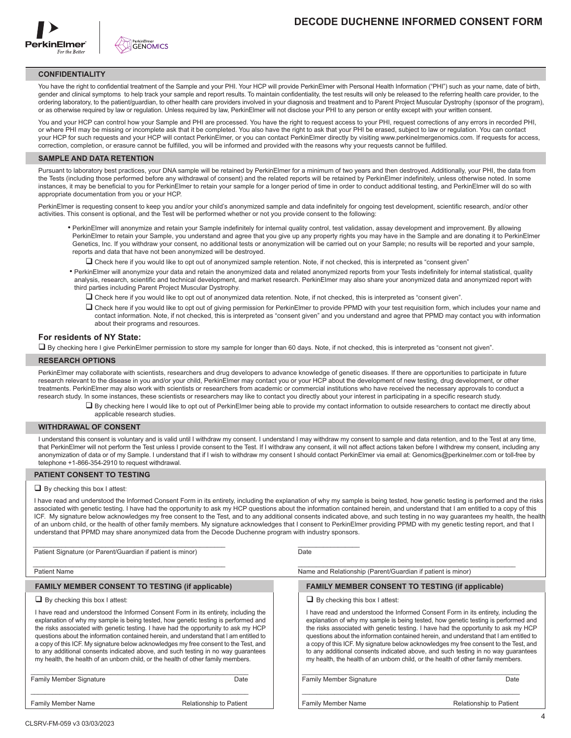# DECODE DUCHENNE INFORMED CONSENT FORM

## CONFIDENTIALITY

You have the right to confidential treatment of the Sample and your PHI. Your HCP will provide PerkinElmer with Personal Health Information ("PHI") such as your name, date of birth, gender and clinical symptoms to help track your sample and report results. To maintain confidentiality, the test results will only be released to the referring health care provider, to the ordering laboratory, to the patient/guardian, to other health care providers involved in your diagnosis and treatment and to Parent Project Muscular Dystrophy (sponsor of the program), or as otherwise required by law or regulation. Unless required by law, PerkinElmer will not disclose your PHI to any person or entity except with your written consent.

You and your HCP can control how your Sample and PHI are processed. You have the right to request access to your PHI, request corrections of any errors in recorded PHI, or where PHI may be missing or incomplete ask that it be completed. You also have the right to ask that your PHI be erased, subject to law or regulation. You can contact your HCP for such requests and your HCP will contact PerkinElmer, or you can contact PerkinElmer directly by visiting www.perkinelmergenomics.com. If requests for access, correction, completion, or erasure cannot be fulfilled, you will be informed and provided with the reasons why your requests cannot be fulfilled.

## SAMPLE AND DATA RETENTION

Pursuant to laboratory best practices, your DNA sample will be retained by PerkinElmer for a minimum of two years and then destroyed. Additionally, your PHI, the data from the Tests (including those performed before any withdrawal of consent) and the related reports will be retained by PerkinElmer indefinitely, unless otherwise noted. In some instances, it may be beneficial to you for PerkinElmer to retain your sample for a longer period of time in order to conduct additional testing, and PerkinElmer will do so with appropriate documentation from you or your HCP.

PerkinElmer is requesting consent to keep you and/or your child's anonymized sample and data indefinitely for ongoing test development, scientific research, and/or other activities. This consent is optional, and the Test will be performed whether or not you provide consent to the following:

- PerkinElmer will anonymize and retain your Sample indefinitely for internal quality control, test validation, assay development and improvement. By allowing PerkinElmer to retain your Sample, you understand and agree that you give up any property rights you may have in the Sample and are donating it to PerkinElmer Genetics, Inc. If you withdraw your consent, no additional tests or anonymization will be carried out on your Sample; no results will be reported and your sample, reports and data that have not been anonymized will be destroyed.
  - ☐ Check here if you would like to opt out of anonymized sample retention. Note, if not checked, this is interpreted as "consent given"
- PerkinElmer will anonymize your data and retain the anonymized data and related anonymized reports from your Tests indefinitely for internal statistical, quality analysis, research, scientific and technical development, and market research. PerkinElmer may also share your anonymized data and anonymized report with third parties including Parent Project Muscular Dystrophy.
  - ☐ Check here if you would like to opt out of anonymized data retention. Note, if not checked, this is interpreted as "consent given".
  - ☐ Check here if you would like to opt out of giving permission for PerkinElmer to provide PPMD with your test requisition form, which includes your name and contact information. Note, if not checked, this is interpreted as "consent given" and you understand and agree that PPMD may contact you with information about their programs and resources.

### For residents of NY State:

☐ By checking here I give PerkinElmer permission to store my sample for longer than 60 days. Note, if not checked, this is interpreted as "consent not given".

## RESEARCH OPTIONS

PerkinElmer may collaborate with scientists, researchers and drug developers to advance knowledge of genetic diseases. If there are opportunities to participate in future research relevant to the disease in you and/or your child, PerkinElmer may contact you or your HCP about the development of new testing, drug development, or other treatments. PerkinElmer may also work with scientists or researchers from academic or commercial institutions who have received the necessary approvals to conduct a research study. In some instances, these scientists or researchers may like to contact you directly about your interest in participating in a specific research study.

☐ By checking here I would like to opt out of PerkinElmer being able to provide my contact information to outside researchers to contact me directly about applicable research studies.

## WITHDRAWAL OF CONSENT

I understand this consent is voluntary and is valid until I withdraw my consent. I understand I may withdraw my consent to sample and data retention, and to the Test at any time, that PerkinElmer will not perform the Test unless I provide consent to the Test. If I withdraw any consent, it will not affect actions taken before I withdrew my consent, including any anonymization of data or of my Sample. I understand that if I wish to withdraw my consent I should contact PerkinElmer via email at: Genomics@perkinelmer.com or toll-free by telephone +1-866-354-2910 to request withdrawal.

## PATIENT CONSENT TO TESTING

☐ By checking this box I attest:

I have read and understood the Informed Consent Form in its entirety, including the explanation of why my sample is being tested, how genetic testing is performed and the risks associated with genetic testing. I have had the opportunity to ask my HCP questions about the information contained herein, and understand that I am entitled to a copy of this ICF. My signature below acknowledges my free consent to the Test, and to any additional consents indicated above, and such testing in no way guarantees my health, the health of an unborn child, or the health of other family members. My signature acknowledges that I consent to PerkinElmer providing PPMD with my genetic testing report, and that I understand that PPMD may share anonymized data from the Decode Duchenne program with industry sponsors.

Patient Signature (or Parent/Guardian if patient is minor) ____________________ Date ____________

Patient Name ____________________ Name and Relationship (Parent/Guardian if patient is minor) ____________________

## FAMILY MEMBER CONSENT TO TESTING (if applicable)

☐ By checking this box I attest:

I have read and understood the Informed Consent Form in its entirety, including the explanation of why my sample is being tested, how genetic testing is performed and the risks associated with genetic testing. I have had the opportunity to ask my HCP questions about the information contained herein, and understand that I am entitled to a copy of this ICF. My signature below acknowledges my free consent to the Test, and to any additional consents indicated above, and such testing in no way guarantees my health, the health of an unborn child, or the health of other family members.

Family Member Signature ____________________ Date ____________

Family Member Name ____________________ Relationship to Patient ____________

## FAMILY MEMBER CONSENT TO TESTING (if applicable)

☐ By checking this box I attest:

I have read and understood the Informed Consent Form in its entirety, including the explanation of why my sample is being tested, how genetic testing is performed and the risks associated with genetic testing. I have had the opportunity to ask my HCP questions about the information contained herein, and understand that I am entitled to a copy of this ICF. My signature below acknowledges my free consent to the Test, and to any additional consents indicated above, and such testing in no way guarantees my health, the health of an unborn child, or the health of other family members.

Family Member Signature ____________________ Date ____________

Family Member Name ____________________ Relationship to Patient ____________

CLSRV-FM-059 v3 03/03/2023